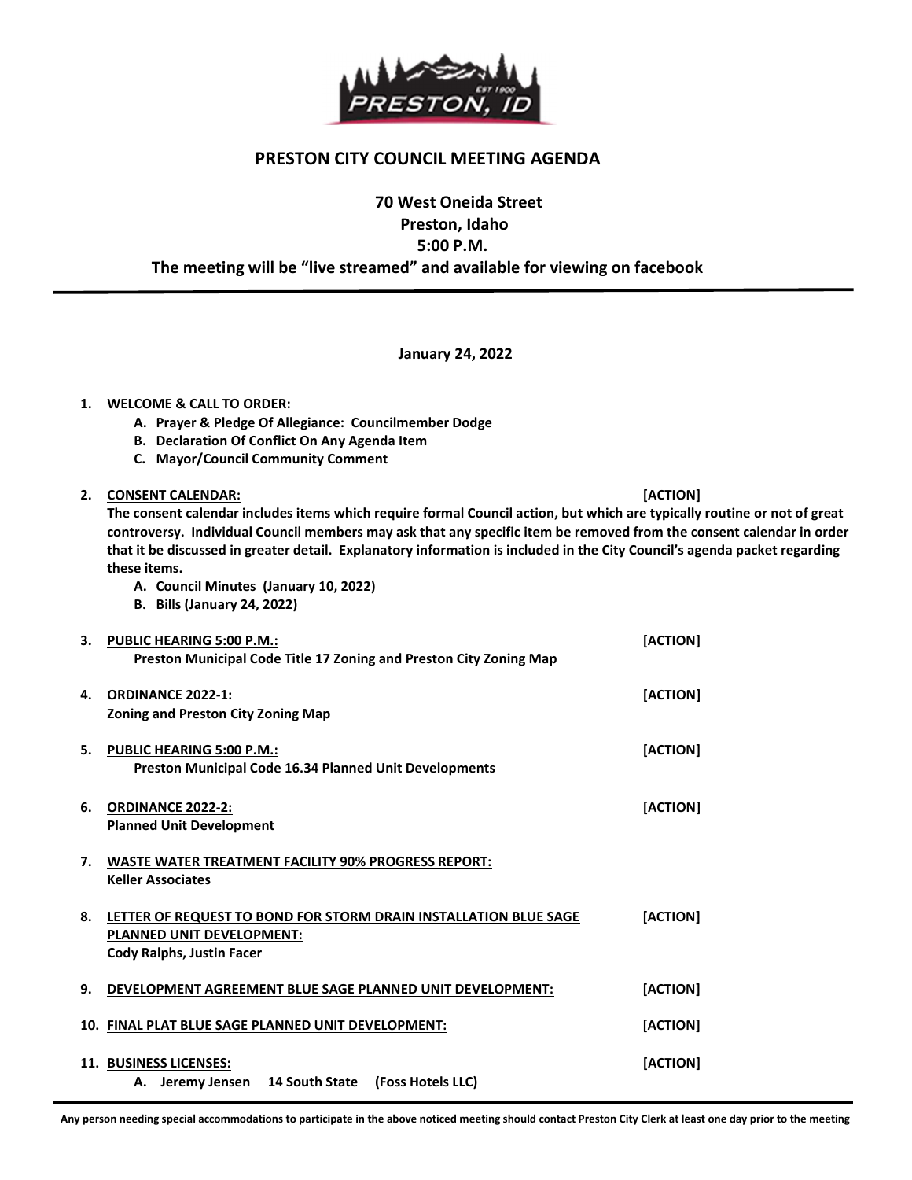# PRESTON CITY COUNCIL MEETING AGENDA

**70 West Oneida Street**
**Preston, Idaho**
**5:00 P.M.**
**The meeting will be "live streamed" and available for viewing on facebook**

**January 24, 2022**

1. **WELCOME & CALL TO ORDER:**
   - A. Prayer & Pledge Of Allegiance: Councilmember Dodge
   - B. Declaration Of Conflict On Any Agenda Item
   - C. Mayor/Council Community Comment

2. **CONSENT CALENDAR:** **[ACTION]**
   **The consent calendar includes items which require formal Council action, but which are typically routine or not of great controversy. Individual Council members may ask that any specific item be removed from the consent calendar in order that it be discussed in greater detail. Explanatory information is included in the City Council's agenda packet regarding these items.**
   - A. Council Minutes (January 10, 2022)
   - B. Bills (January 24, 2022)

3. **PUBLIC HEARING 5:00 P.M.:** **[ACTION]**
   **Preston Municipal Code Title 17 Zoning and Preston City Zoning Map**

4. **ORDINANCE 2022-1:** **[ACTION]**
   **Zoning and Preston City Zoning Map**

5. **PUBLIC HEARING 5:00 P.M.:** **[ACTION]**
   **Preston Municipal Code 16.34 Planned Unit Developments**

6. **ORDINANCE 2022-2:** **[ACTION]**
   **Planned Unit Development**

7. **WASTE WATER TREATMENT FACILITY 90% PROGRESS REPORT:**
   **Keller Associates**

8. **LETTER OF REQUEST TO BOND FOR STORM DRAIN INSTALLATION BLUE SAGE PLANNED UNIT DEVELOPMENT:** **[ACTION]**
   **Cody Ralphs, Justin Facer**

9. **DEVELOPMENT AGREEMENT BLUE SAGE PLANNED UNIT DEVELOPMENT:** **[ACTION]**

10. **FINAL PLAT BLUE SAGE PLANNED UNIT DEVELOPMENT:** **[ACTION]**

11. **BUSINESS LICENSES:** **[ACTION]**
    - A. Jeremy Jensen 14 South State (Foss Hotels LLC)

**Any person needing special accommodations to participate in the above noticed meeting should contact Preston City Clerk at least one day prior to the meeting**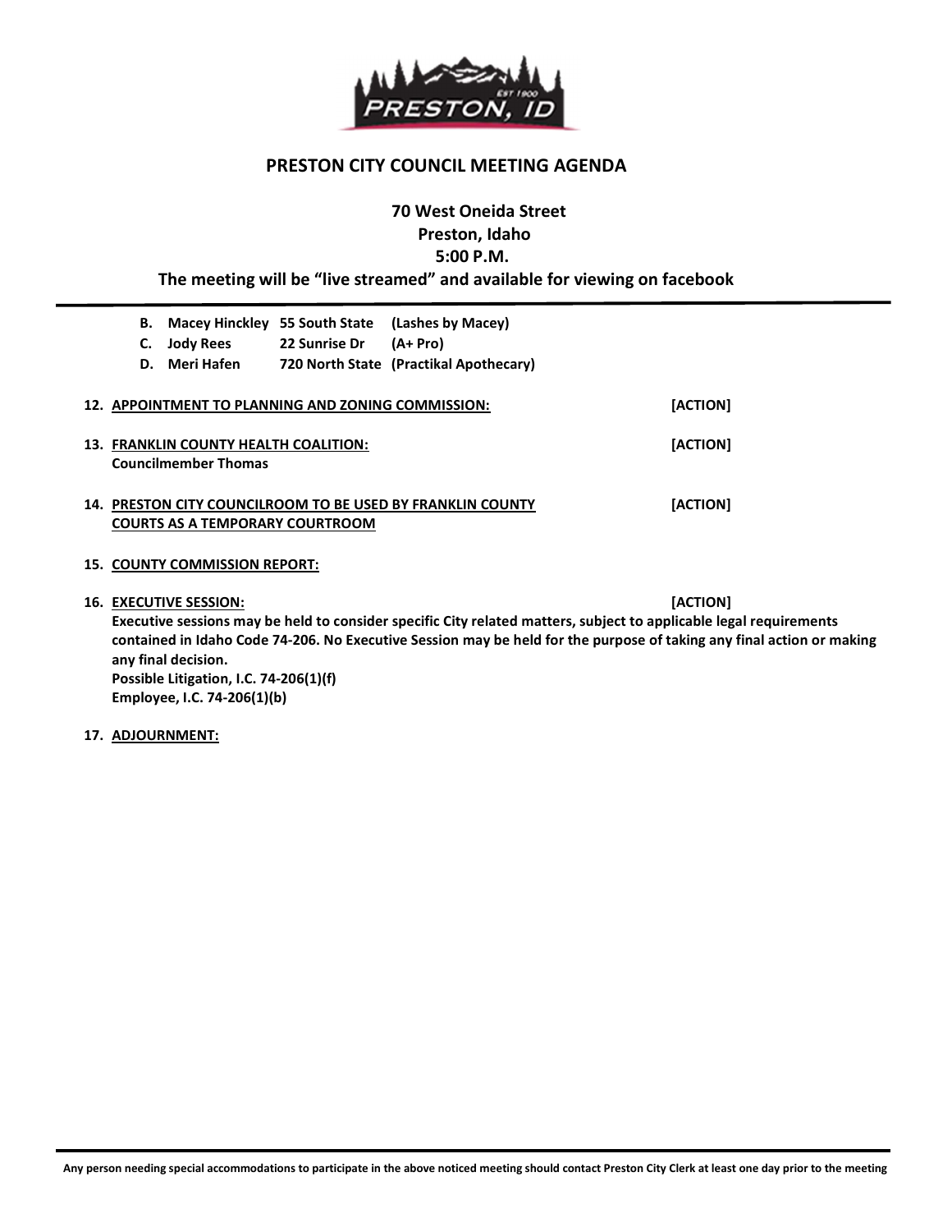# PRESTON CITY COUNCIL MEETING AGENDA

**70 West Oneida Street**
**Preston, Idaho**
**5:00 P.M.**
**The meeting will be "live streamed" and available for viewing on facebook**

---

| | | | |
|---|---|---|---|
| **B.** | **Macey Hinckley** | **55 South State** | **(Lashes by Macey)** |
| **C.** | **Jody Rees** | **22 Sunrise Dr** | **(A+ Pro)** |
| **D.** | **Meri Hafen** | **720 North State** | **(Practikal Apothecary)** |

**12. APPOINTMENT TO PLANNING AND ZONING COMMISSION:** **[ACTION]**

**13. FRANKLIN COUNTY HEALTH COALITION:** **[ACTION]**
**Councilmember Thomas**

**14. PRESTON CITY COUNCILROOM TO BE USED BY FRANKLIN COUNTY COURTS AS A TEMPORARY COURTROOM** **[ACTION]**

**15. COUNTY COMMISSION REPORT:**

**16. EXECUTIVE SESSION:** **[ACTION]**
**Executive sessions may be held to consider specific City related matters, subject to applicable legal requirements contained in Idaho Code 74-206. No Executive Session may be held for the purpose of taking any final action or making any final decision.**
**Possible Litigation, I.C. 74-206(1)(f)**
**Employee, I.C. 74-206(1)(b)**

**17. ADJOURNMENT:**

---

**Any person needing special accommodations to participate in the above noticed meeting should contact Preston City Clerk at least one day prior to the meeting**